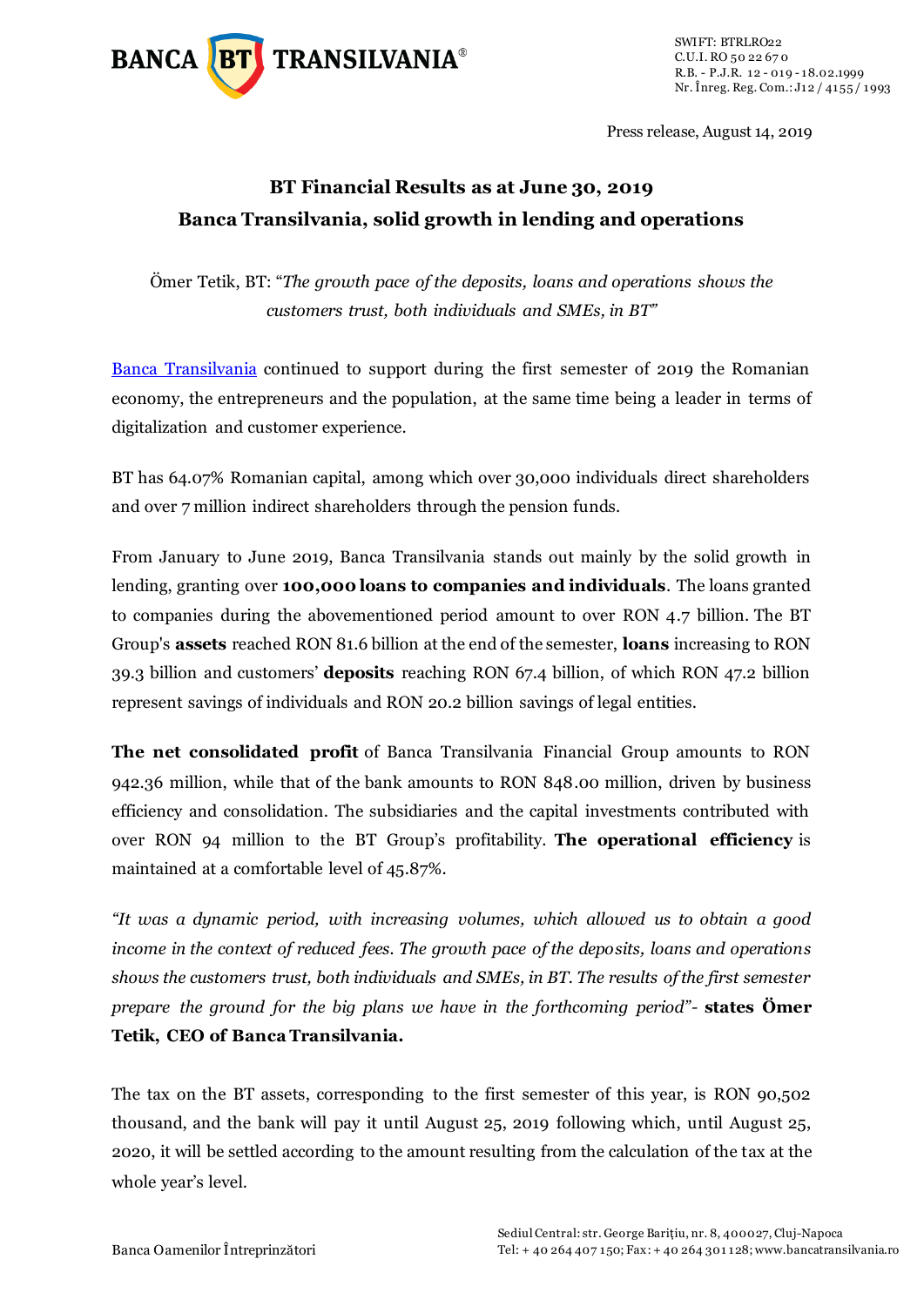Press release, August 14, 2019

# BT Financial Results as at June 30, 2019
## Banca Transilvania, solid growth in lending and operations

Ömer Tetik, BT: "*The growth pace of the deposits, loans and operations shows the customers trust, both individuals and SMEs, in BT*"

Banca Transilvania continued to support during the first semester of 2019 the Romanian economy, the entrepreneurs and the population, at the same time being a leader in terms of digitalization and customer experience.

BT has 64.07% Romanian capital, among which over 30,000 individuals direct shareholders and over 7 million indirect shareholders through the pension funds.

From January to June 2019, Banca Transilvania stands out mainly by the solid growth in lending, granting over **100,000 loans to companies and individuals**. The loans granted to companies during the abovementioned period amount to over RON 4.7 billion. The BT Group's **assets** reached RON 81.6 billion at the end of the semester, **loans** increasing to RON 39.3 billion and customers' **deposits** reaching RON 67.4 billion, of which RON 47.2 billion represent savings of individuals and RON 20.2 billion savings of legal entities.

**The net consolidated profit** of Banca Transilvania Financial Group amounts to RON 942.36 million, while that of the bank amounts to RON 848.00 million, driven by business efficiency and consolidation. The subsidiaries and the capital investments contributed with over RON 94 million to the BT Group's profitability. **The operational efficiency** is maintained at a comfortable level of 45.87%.

*"It was a dynamic period, with increasing volumes, which allowed us to obtain a good income in the context of reduced fees. The growth pace of the deposits, loans and operations shows the customers trust, both individuals and SMEs, in BT. The results of the first semester prepare the ground for the big plans we have in the forthcoming period"*- **states Ömer Tetik, CEO of Banca Transilvania.**

The tax on the BT assets, corresponding to the first semester of this year, is RON 90,502 thousand, and the bank will pay it until August 25, 2019 following which, until August 25, 2020, it will be settled according to the amount resulting from the calculation of the tax at the whole year's level.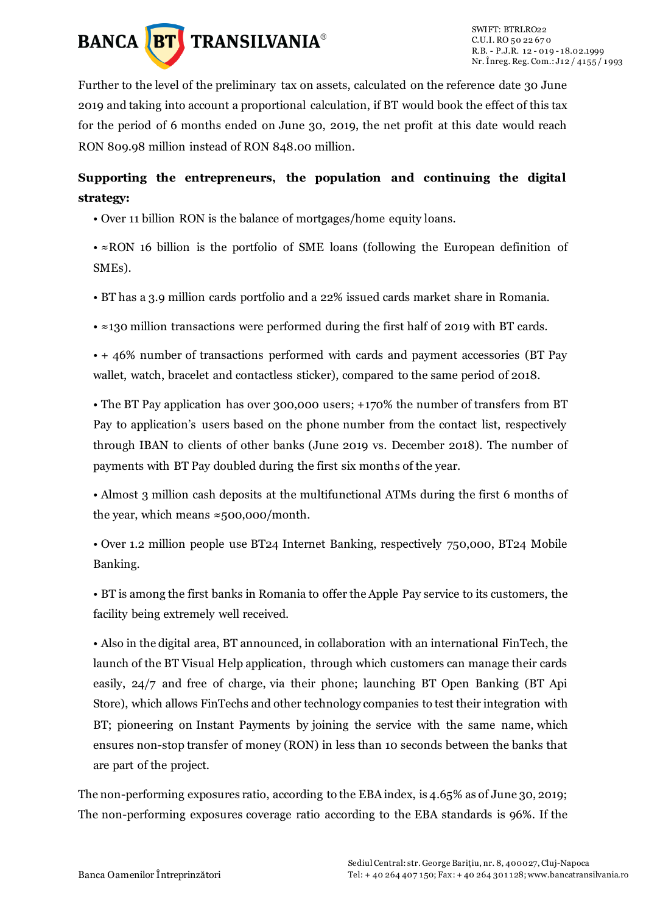Further to the level of the preliminary tax on assets, calculated on the reference date 30 June 2019 and taking into account a proportional calculation, if BT would book the effect of this tax for the period of 6 months ended on June 30, 2019, the net profit at this date would reach RON 809.98 million instead of RON 848.00 million.

**Supporting the entrepreneurs, the population and continuing the digital strategy:**

- Over 11 billion RON is the balance of mortgages/home equity loans.
- ≈RON 16 billion is the portfolio of SME loans (following the European definition of SMEs).
- BT has a 3.9 million cards portfolio and a 22% issued cards market share in Romania.
- ≈130 million transactions were performed during the first half of 2019 with BT cards.
- + 46% number of transactions performed with cards and payment accessories (BT Pay wallet, watch, bracelet and contactless sticker), compared to the same period of 2018.
- The BT Pay application has over 300,000 users; +170% the number of transfers from BT Pay to application's users based on the phone number from the contact list, respectively through IBAN to clients of other banks (June 2019 vs. December 2018). The number of payments with BT Pay doubled during the first six months of the year.
- Almost 3 million cash deposits at the multifunctional ATMs during the first 6 months of the year, which means ≈500,000/month.
- Over 1.2 million people use BT24 Internet Banking, respectively 750,000, BT24 Mobile Banking.
- BT is among the first banks in Romania to offer the Apple Pay service to its customers, the facility being extremely well received.
- Also in the digital area, BT announced, in collaboration with an international FinTech, the launch of the BT Visual Help application, through which customers can manage their cards easily, 24/7 and free of charge, via their phone; launching BT Open Banking (BT Api Store), which allows FinTechs and other technology companies to test their integration with BT; pioneering on Instant Payments by joining the service with the same name, which ensures non-stop transfer of money (RON) in less than 10 seconds between the banks that are part of the project.

The non-performing exposures ratio, according to the EBA index, is 4.65% as of June 30, 2019; The non-performing exposures coverage ratio according to the EBA standards is 96%. If the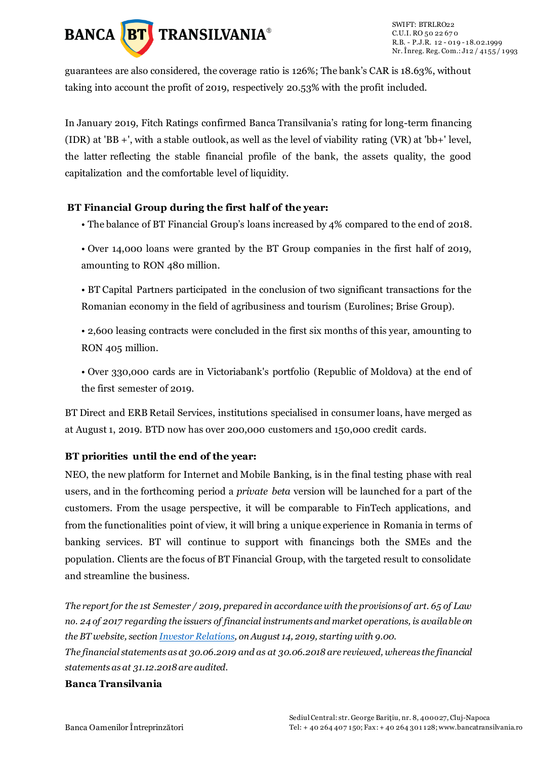guarantees are also considered, the coverage ratio is 126%; The bank's CAR is 18.63%, without taking into account the profit of 2019, respectively 20.53% with the profit included.

In January 2019, Fitch Ratings confirmed Banca Transilvania's rating for long-term financing (IDR) at 'BB +', with a stable outlook, as well as the level of viability rating (VR) at 'bb+' level, the latter reflecting the stable financial profile of the bank, the assets quality, the good capitalization and the comfortable level of liquidity.

**BT Financial Group during the first half of the year:**

- The balance of BT Financial Group's loans increased by 4% compared to the end of 2018.
- Over 14,000 loans were granted by the BT Group companies in the first half of 2019, amounting to RON 480 million.
- BT Capital Partners participated in the conclusion of two significant transactions for the Romanian economy in the field of agribusiness and tourism (Eurolines; Brise Group).
- 2,600 leasing contracts were concluded in the first six months of this year, amounting to RON 405 million.
- Over 330,000 cards are in Victoriabank's portfolio (Republic of Moldova) at the end of the first semester of 2019.

BT Direct and ERB Retail Services, institutions specialised in consumer loans, have merged as at August 1, 2019. BTD now has over 200,000 customers and 150,000 credit cards.

**BT priorities until the end of the year:**

NEO, the new platform for Internet and Mobile Banking, is in the final testing phase with real users, and in the forthcoming period a *private beta* version will be launched for a part of the customers. From the usage perspective, it will be comparable to FinTech applications, and from the functionalities point of view, it will bring a unique experience in Romania in terms of banking services. BT will continue to support with financings both the SMEs and the population. Clients are the focus of BT Financial Group, with the targeted result to consolidate and streamline the business.

*The report for the 1st Semester / 2019, prepared in accordance with the provisions of art. 65 of Law no. 24 of 2017 regarding the issuers of financial instruments and market operations, is available on the BT website, section [Investor Relations](), on August 14, 2019, starting with 9.00.*
*The financial statements as at 30.06.2019 and as at 30.06.2018 are reviewed, whereas the financial statements as at 31.12.2018 are audited.*

**Banca Transilvania**